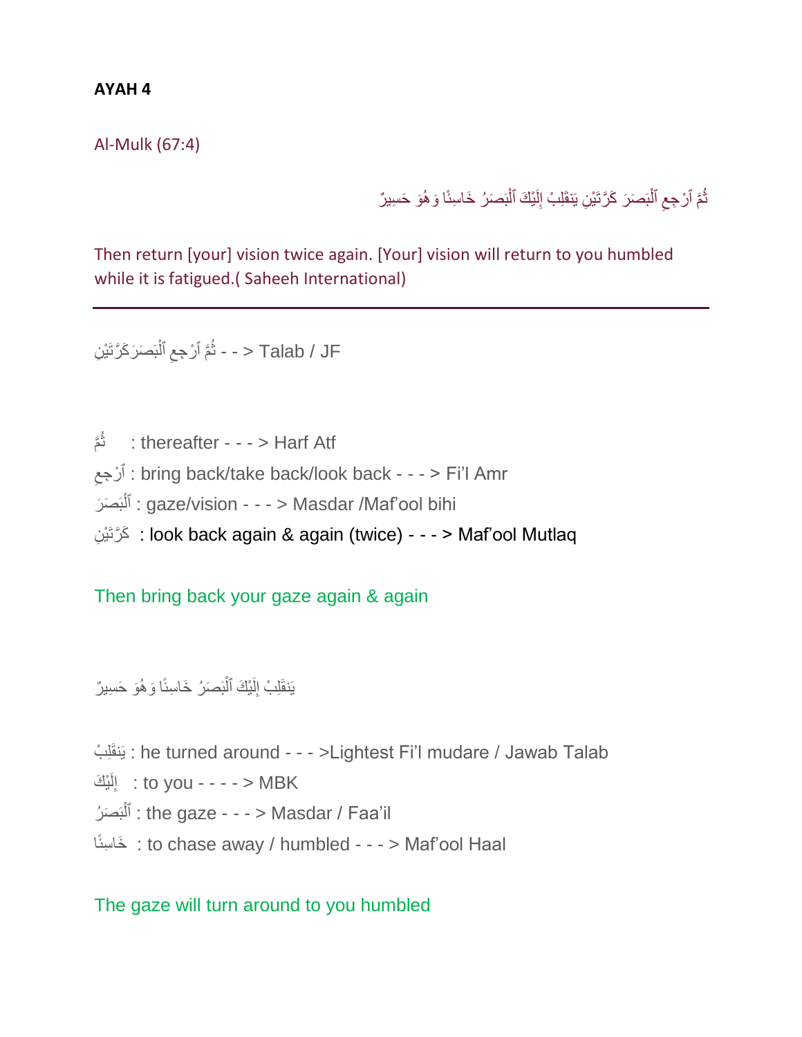**AYAH 4**

Al-Mulk (67:4)

ثُمَّ ٱرْجِعِ ٱلْبَصَرَ كَرَّتَيْنِ يَنقَلِبْ إِلَيْكَ ٱلْبَصَرُ خَاسِئًا وَهُوَ حَسِيرٌ

Then return [your] vision twice again. [Your] vision will return to you humbled while it is fatigued.( Saheeh International)

---

ثُمَّ ٱرْجِعِ ٱلْبَصَرَكَرَّتَيْنِ - - > Talab / JF

ثُمَّ : thereafter - - - > Harf Atf

ٱرْجِعِ : bring back/take back/look back - - - > Fi'l Amr

ٱلْبَصَرَ : gaze/vision - - - > Masdar /Maf'ool bihi

كَرَّتَيْنِ : look back again & again (twice) - - - > Maf'ool Mutlaq

Then bring back your gaze again & again

يَنقَلِبْ إِلَيْكَ ٱلْبَصَرُ خَاسِئًا وَهُوَ حَسِيرٌ

يَنقَلِبْ : he turned around - - - >Lightest Fi'l mudare / Jawab Talab

إِلَيْكَ : to you - - - - > MBK

ٱلْبَصَرُ : the gaze - - - > Masdar / Faa'il

خَاسِئًا : to chase away / humbled - - - > Maf'ool Haal

The gaze will turn around to you humbled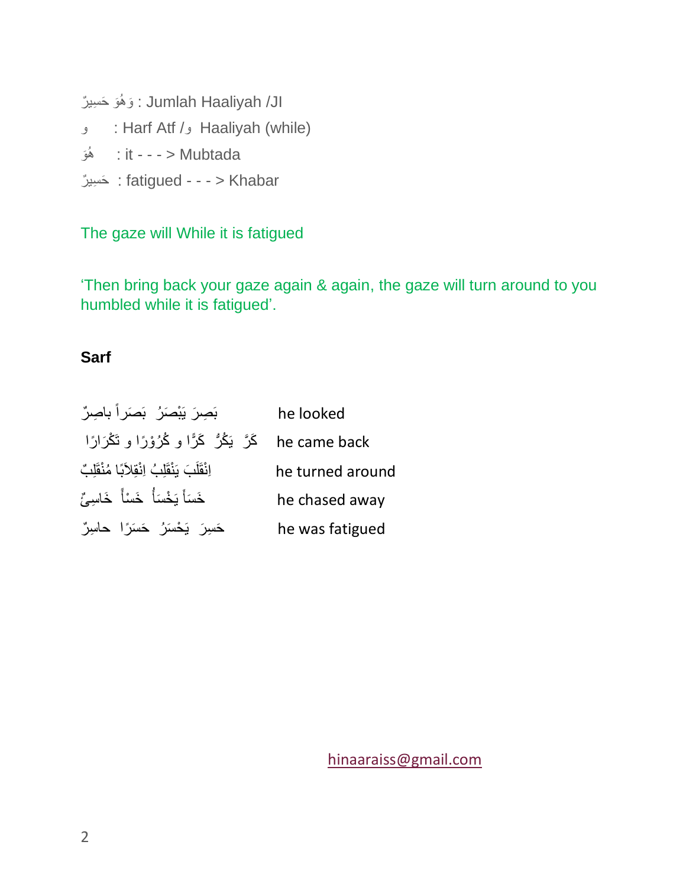وَهُوَ حَسِيرٌ : Jumlah Haaliyah /JI

و : Harf Atf /و Haaliyah (while)

هُوَ : it - - - > Mubtada

حَسِيرٌ : fatigued - - - > Khabar

The gaze will While it is fatigued

'Then bring back your gaze again & again, the gaze will turn around to you humbled while it is fatigued'.

**Sarf**

| | |
|---|---|
| بَصِرَ يَبْصَرُ بَصَراً باصِرٌ | he looked |
| كَرَّ يَكُرُّ كَرًّا و كُرُوْرًا و تَكْرَارًا | he came back |
| اِنْقَلَبَ يَنْقَلِبُ اِنْقِلاَبًا مُنْقَلِبٌ | he turned around |
| خَسَأَ يَخْسَأُ خَسْأً خَاسِئٌ | he chased away |
| حَسِرَ يَحْسَرُ حَسَرًا حاسِرٌ | he was fatigued |

hinaaraiss@gmail.com